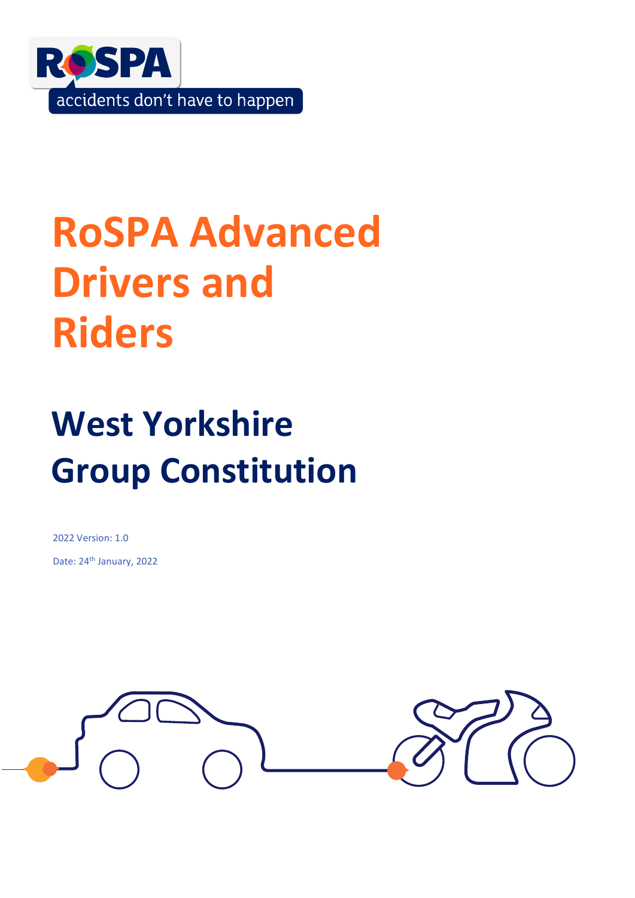RoSPA

accidents don't have to happen

# RoSPA Advanced Drivers and Riders

## West Yorkshire Group Constitution

2022 Version: 1.0

Date: 24th January, 2022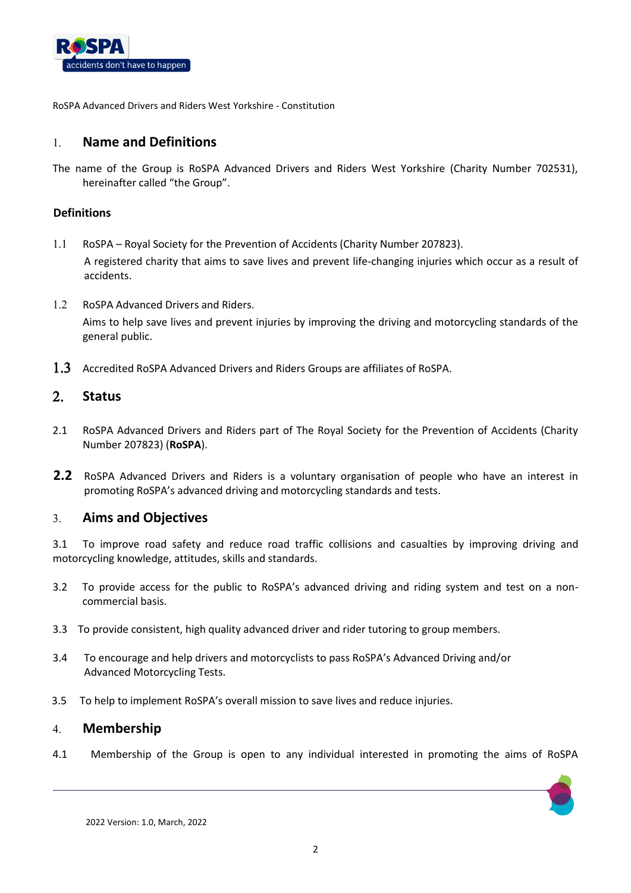RoSPA Advanced Drivers and Riders West Yorkshire - Constitution

## 1. Name and Definitions

The name of the Group is RoSPA Advanced Drivers and Riders West Yorkshire (Charity Number 702531), hereinafter called "the Group".

### Definitions

1.1 RoSPA – Royal Society for the Prevention of Accidents (Charity Number 207823).
A registered charity that aims to save lives and prevent life-changing injuries which occur as a result of accidents.

1.2 RoSPA Advanced Drivers and Riders.
Aims to help save lives and prevent injuries by improving the driving and motorcycling standards of the general public.

1.3 Accredited RoSPA Advanced Drivers and Riders Groups are affiliates of RoSPA.

## 2. Status

2.1 RoSPA Advanced Drivers and Riders part of The Royal Society for the Prevention of Accidents (Charity Number 207823) (**RoSPA**).

2.2 RoSPA Advanced Drivers and Riders is a voluntary organisation of people who have an interest in promoting RoSPA's advanced driving and motorcycling standards and tests.

## 3. Aims and Objectives

3.1 To improve road safety and reduce road traffic collisions and casualties by improving driving and motorcycling knowledge, attitudes, skills and standards.

3.2 To provide access for the public to RoSPA's advanced driving and riding system and test on a non-commercial basis.

3.3 To provide consistent, high quality advanced driver and rider tutoring to group members.

3.4 To encourage and help drivers and motorcyclists to pass RoSPA's Advanced Driving and/or Advanced Motorcycling Tests.

3.5 To help to implement RoSPA's overall mission to save lives and reduce injuries.

## 4. Membership

4.1 Membership of the Group is open to any individual interested in promoting the aims of RoSPA

2022 Version: 1.0, March, 2022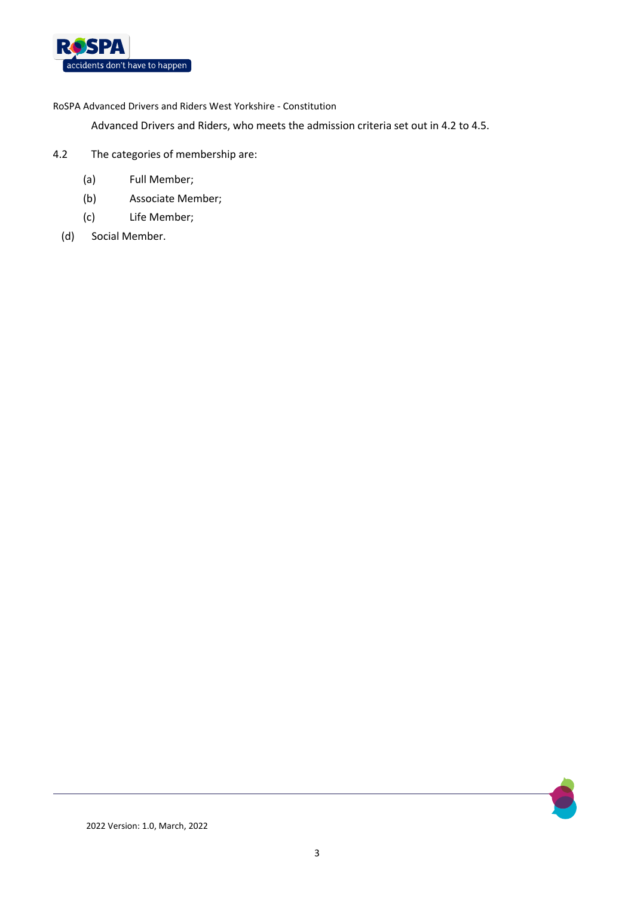Advanced Drivers and Riders, who meets the admission criteria set out in 4.2 to 4.5.

4.2 The categories of membership are:

- (a) Full Member;
- (b) Associate Member;
- (c) Life Member;
- (d) Social Member.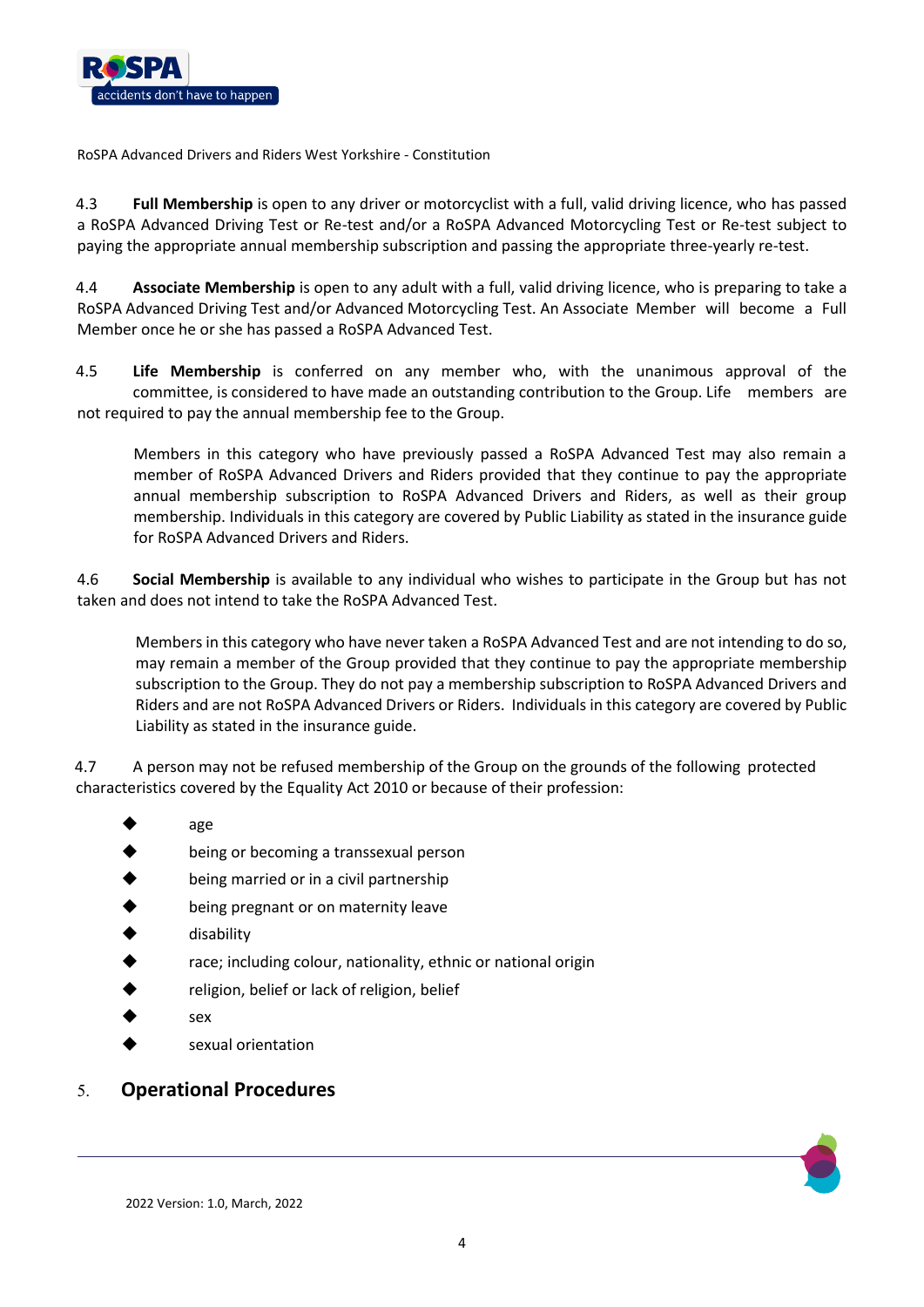4.3 **Full Membership** is open to any driver or motorcyclist with a full, valid driving licence, who has passed a RoSPA Advanced Driving Test or Re-test and/or a RoSPA Advanced Motorcycling Test or Re-test subject to paying the appropriate annual membership subscription and passing the appropriate three-yearly re-test.

4.4 **Associate Membership** is open to any adult with a full, valid driving licence, who is preparing to take a RoSPA Advanced Driving Test and/or Advanced Motorcycling Test. An Associate Member will become a Full Member once he or she has passed a RoSPA Advanced Test.

4.5 **Life Membership** is conferred on any member who, with the unanimous approval of the committee, is considered to have made an outstanding contribution to the Group. Life members are not required to pay the annual membership fee to the Group.

Members in this category who have previously passed a RoSPA Advanced Test may also remain a member of RoSPA Advanced Drivers and Riders provided that they continue to pay the appropriate annual membership subscription to RoSPA Advanced Drivers and Riders, as well as their group membership. Individuals in this category are covered by Public Liability as stated in the insurance guide for RoSPA Advanced Drivers and Riders.

4.6 **Social Membership** is available to any individual who wishes to participate in the Group but has not taken and does not intend to take the RoSPA Advanced Test.

Members in this category who have never taken a RoSPA Advanced Test and are not intending to do so, may remain a member of the Group provided that they continue to pay the appropriate membership subscription to the Group. They do not pay a membership subscription to RoSPA Advanced Drivers and Riders and are not RoSPA Advanced Drivers or Riders. Individuals in this category are covered by Public Liability as stated in the insurance guide.

4.7 A person may not be refused membership of the Group on the grounds of the following protected characteristics covered by the Equality Act 2010 or because of their profession:

- age
- being or becoming a transsexual person
- being married or in a civil partnership
- being pregnant or on maternity leave
- disability
- race; including colour, nationality, ethnic or national origin
- religion, belief or lack of religion, belief
- sex
- sexual orientation

## 5. Operational Procedures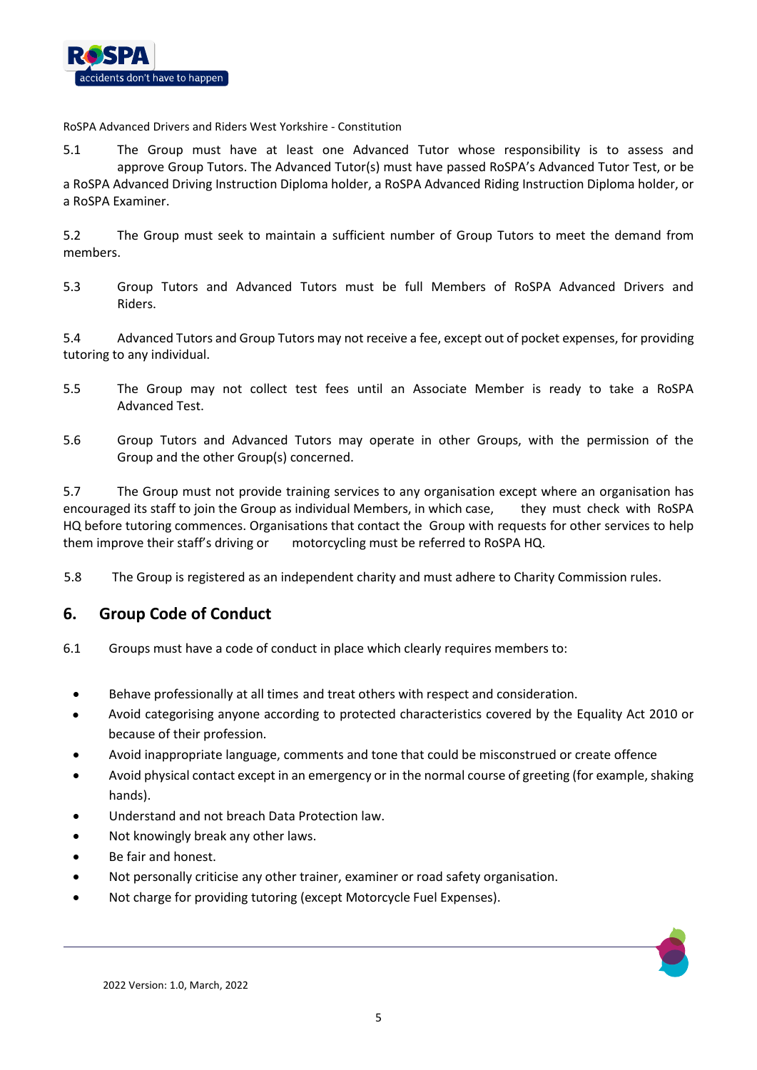5.1 The Group must have at least one Advanced Tutor whose responsibility is to assess and approve Group Tutors. The Advanced Tutor(s) must have passed RoSPA's Advanced Tutor Test, or be a RoSPA Advanced Driving Instruction Diploma holder, a RoSPA Advanced Riding Instruction Diploma holder, or a RoSPA Examiner.

5.2 The Group must seek to maintain a sufficient number of Group Tutors to meet the demand from members.

5.3 Group Tutors and Advanced Tutors must be full Members of RoSPA Advanced Drivers and Riders.

5.4 Advanced Tutors and Group Tutors may not receive a fee, except out of pocket expenses, for providing tutoring to any individual.

5.5 The Group may not collect test fees until an Associate Member is ready to take a RoSPA Advanced Test.

5.6 Group Tutors and Advanced Tutors may operate in other Groups, with the permission of the Group and the other Group(s) concerned.

5.7 The Group must not provide training services to any organisation except where an organisation has encouraged its staff to join the Group as individual Members, in which case, they must check with RoSPA HQ before tutoring commences. Organisations that contact the Group with requests for other services to help them improve their staff's driving or motorcycling must be referred to RoSPA HQ.

5.8 The Group is registered as an independent charity and must adhere to Charity Commission rules.

## 6. Group Code of Conduct

6.1 Groups must have a code of conduct in place which clearly requires members to:

- Behave professionally at all times and treat others with respect and consideration.
- Avoid categorising anyone according to protected characteristics covered by the Equality Act 2010 or because of their profession.
- Avoid inappropriate language, comments and tone that could be misconstrued or create offence
- Avoid physical contact except in an emergency or in the normal course of greeting (for example, shaking hands).
- Understand and not breach Data Protection law.
- Not knowingly break any other laws.
- Be fair and honest.
- Not personally criticise any other trainer, examiner or road safety organisation.
- Not charge for providing tutoring (except Motorcycle Fuel Expenses).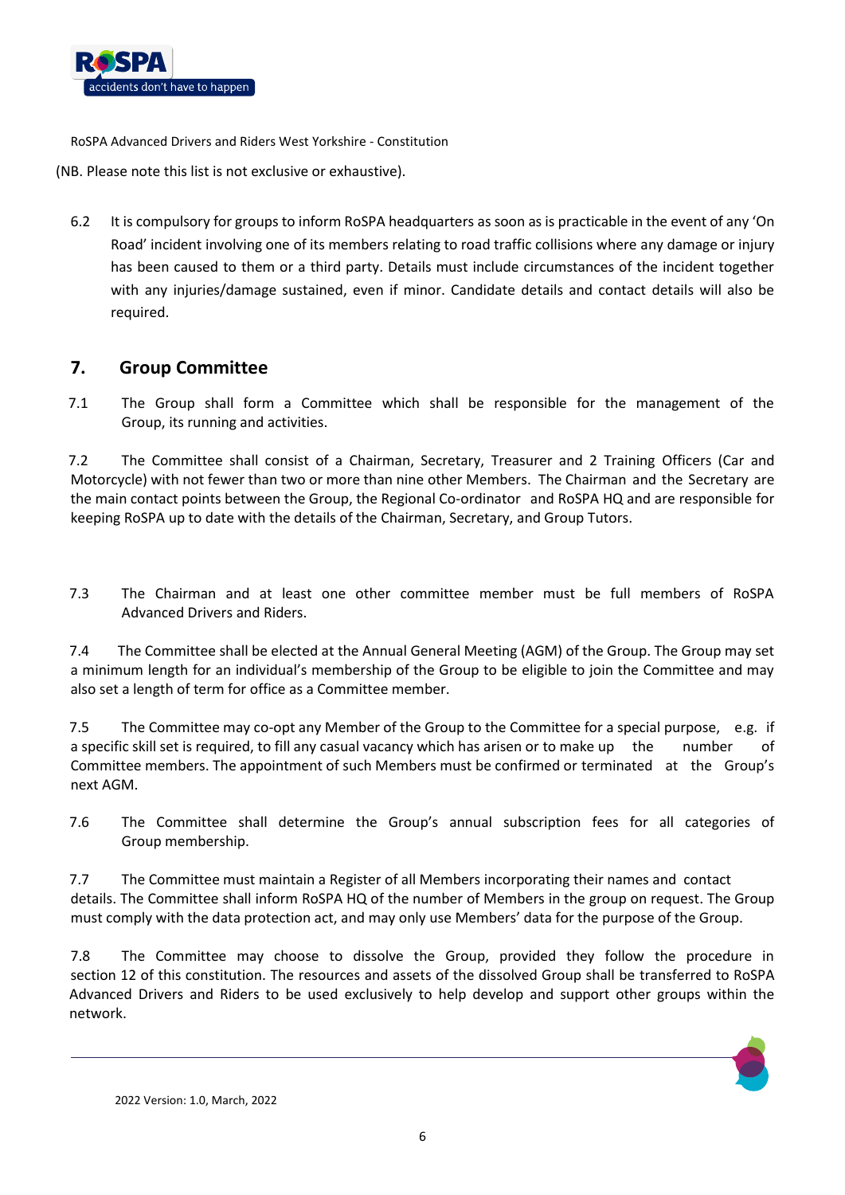(NB. Please note this list is not exclusive or exhaustive).

6.2 It is compulsory for groups to inform RoSPA headquarters as soon as is practicable in the event of any 'On Road' incident involving one of its members relating to road traffic collisions where any damage or injury has been caused to them or a third party. Details must include circumstances of the incident together with any injuries/damage sustained, even if minor. Candidate details and contact details will also be required.

## 7. Group Committee

7.1 The Group shall form a Committee which shall be responsible for the management of the Group, its running and activities.

7.2 The Committee shall consist of a Chairman, Secretary, Treasurer and 2 Training Officers (Car and Motorcycle) with not fewer than two or more than nine other Members. The Chairman and the Secretary are the main contact points between the Group, the Regional Co-ordinator and RoSPA HQ and are responsible for keeping RoSPA up to date with the details of the Chairman, Secretary, and Group Tutors.

7.3 The Chairman and at least one other committee member must be full members of RoSPA Advanced Drivers and Riders.

7.4 The Committee shall be elected at the Annual General Meeting (AGM) of the Group. The Group may set a minimum length for an individual's membership of the Group to be eligible to join the Committee and may also set a length of term for office as a Committee member.

7.5 The Committee may co-opt any Member of the Group to the Committee for a special purpose, e.g. if a specific skill set is required, to fill any casual vacancy which has arisen or to make up the number of Committee members. The appointment of such Members must be confirmed or terminated at the Group's next AGM.

7.6 The Committee shall determine the Group's annual subscription fees for all categories of Group membership.

7.7 The Committee must maintain a Register of all Members incorporating their names and contact details. The Committee shall inform RoSPA HQ of the number of Members in the group on request. The Group must comply with the data protection act, and may only use Members' data for the purpose of the Group.

7.8 The Committee may choose to dissolve the Group, provided they follow the procedure in section 12 of this constitution. The resources and assets of the dissolved Group shall be transferred to RoSPA Advanced Drivers and Riders to be used exclusively to help develop and support other groups within the network.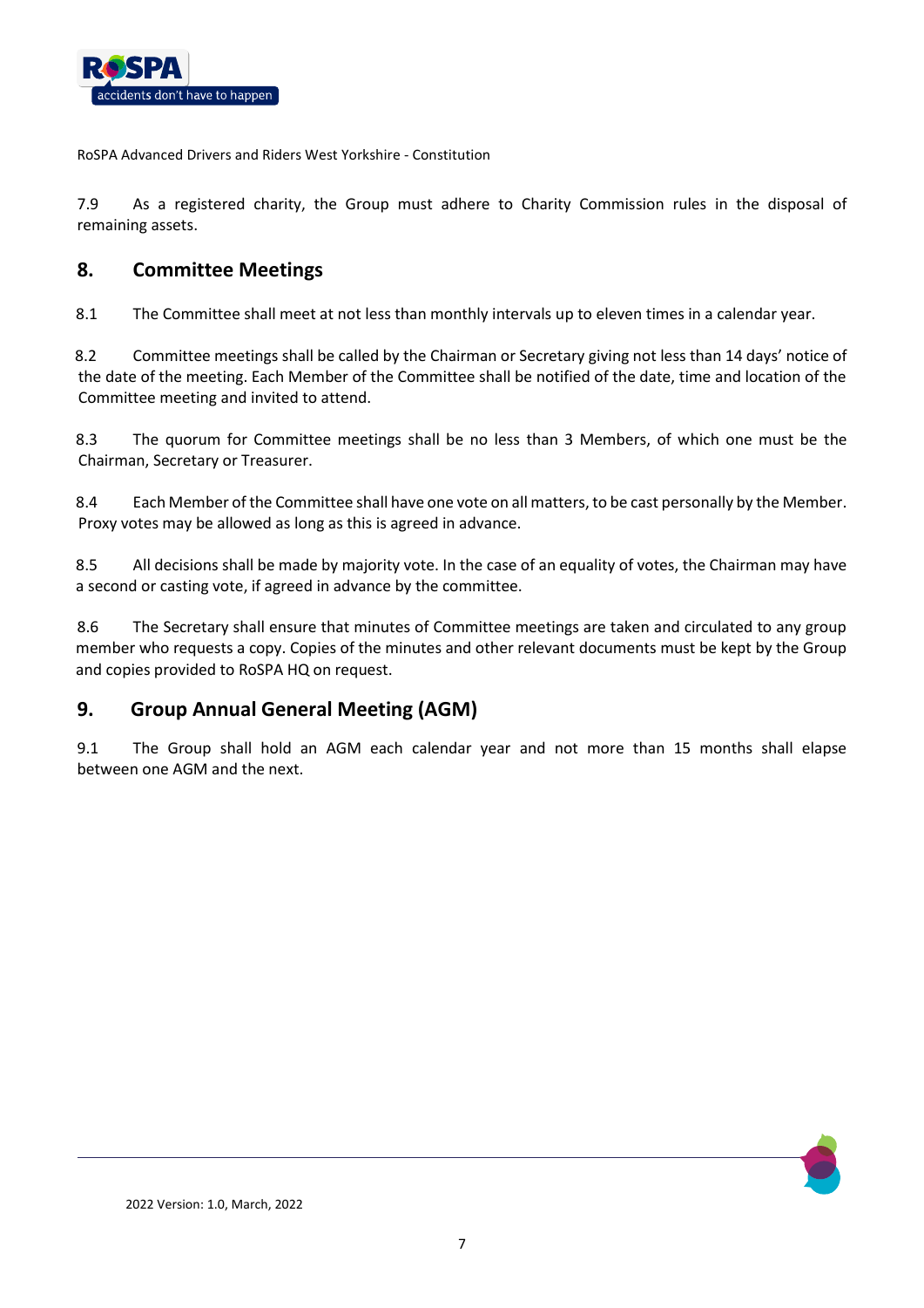7.9 As a registered charity, the Group must adhere to Charity Commission rules in the disposal of remaining assets.

## 8. Committee Meetings

8.1 The Committee shall meet at not less than monthly intervals up to eleven times in a calendar year.

8.2 Committee meetings shall be called by the Chairman or Secretary giving not less than 14 days' notice of the date of the meeting. Each Member of the Committee shall be notified of the date, time and location of the Committee meeting and invited to attend.

8.3 The quorum for Committee meetings shall be no less than 3 Members, of which one must be the Chairman, Secretary or Treasurer.

8.4 Each Member of the Committee shall have one vote on all matters, to be cast personally by the Member. Proxy votes may be allowed as long as this is agreed in advance.

8.5 All decisions shall be made by majority vote. In the case of an equality of votes, the Chairman may have a second or casting vote, if agreed in advance by the committee.

8.6 The Secretary shall ensure that minutes of Committee meetings are taken and circulated to any group member who requests a copy. Copies of the minutes and other relevant documents must be kept by the Group and copies provided to RoSPA HQ on request.

## 9. Group Annual General Meeting (AGM)

9.1 The Group shall hold an AGM each calendar year and not more than 15 months shall elapse between one AGM and the next.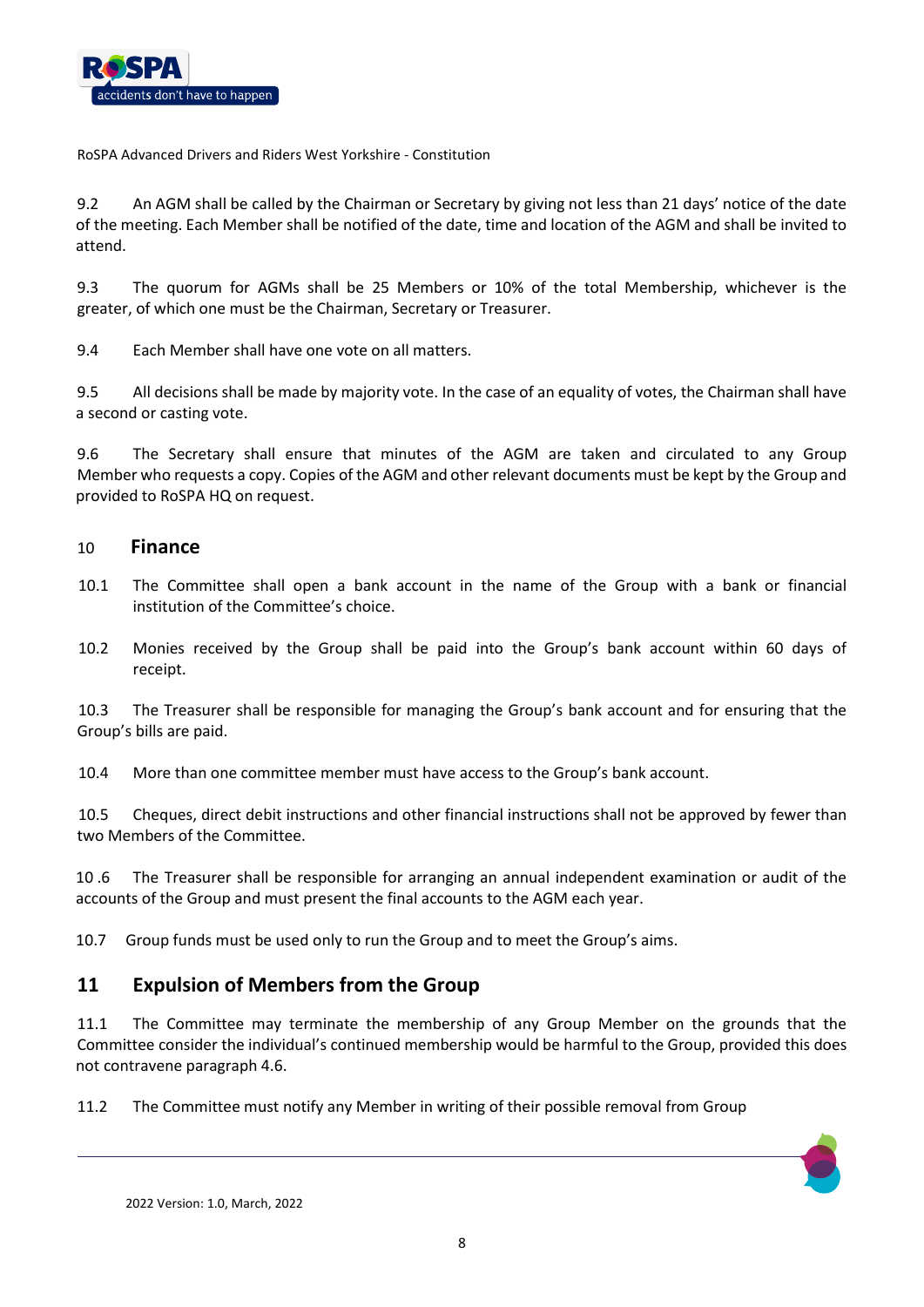9.2 An AGM shall be called by the Chairman or Secretary by giving not less than 21 days' notice of the date of the meeting. Each Member shall be notified of the date, time and location of the AGM and shall be invited to attend.

9.3 The quorum for AGMs shall be 25 Members or 10% of the total Membership, whichever is the greater, of which one must be the Chairman, Secretary or Treasurer.

9.4 Each Member shall have one vote on all matters.

9.5 All decisions shall be made by majority vote. In the case of an equality of votes, the Chairman shall have a second or casting vote.

9.6 The Secretary shall ensure that minutes of the AGM are taken and circulated to any Group Member who requests a copy. Copies of the AGM and other relevant documents must be kept by the Group and provided to RoSPA HQ on request.

## 10 Finance

10.1 The Committee shall open a bank account in the name of the Group with a bank or financial institution of the Committee's choice.

10.2 Monies received by the Group shall be paid into the Group's bank account within 60 days of receipt.

10.3 The Treasurer shall be responsible for managing the Group's bank account and for ensuring that the Group's bills are paid.

10.4 More than one committee member must have access to the Group's bank account.

10.5 Cheques, direct debit instructions and other financial instructions shall not be approved by fewer than two Members of the Committee.

10 .6 The Treasurer shall be responsible for arranging an annual independent examination or audit of the accounts of the Group and must present the final accounts to the AGM each year.

10.7 Group funds must be used only to run the Group and to meet the Group's aims.

## 11 Expulsion of Members from the Group

11.1 The Committee may terminate the membership of any Group Member on the grounds that the Committee consider the individual's continued membership would be harmful to the Group, provided this does not contravene paragraph 4.6.

11.2 The Committee must notify any Member in writing of their possible removal from Group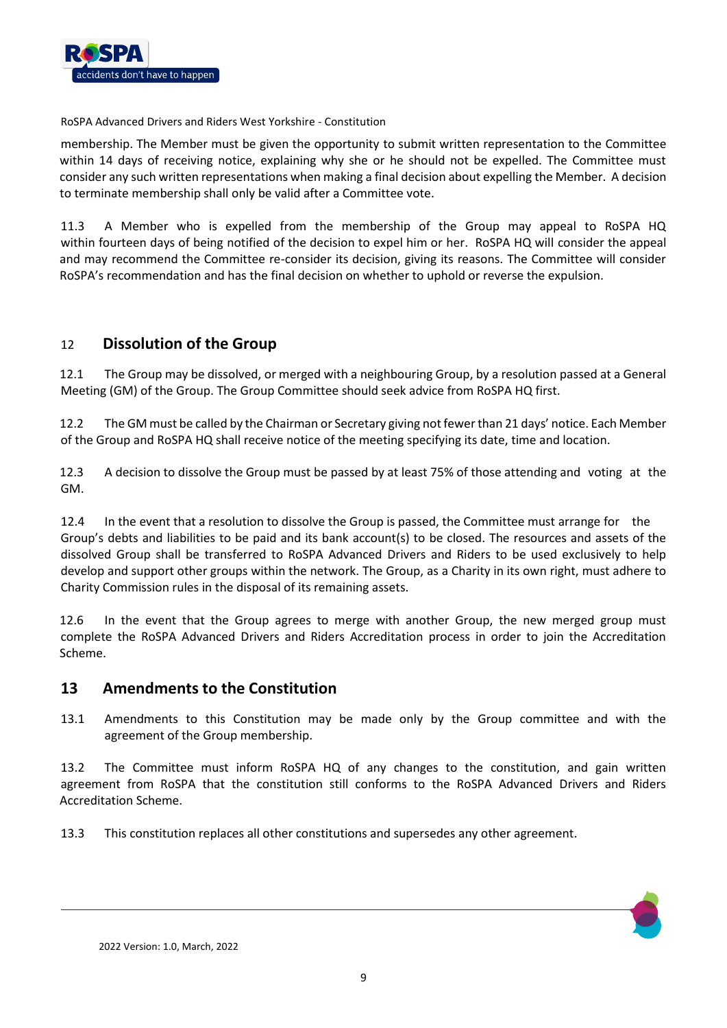membership. The Member must be given the opportunity to submit written representation to the Committee within 14 days of receiving notice, explaining why she or he should not be expelled. The Committee must consider any such written representations when making a final decision about expelling the Member. A decision to terminate membership shall only be valid after a Committee vote.

11.3 A Member who is expelled from the membership of the Group may appeal to RoSPA HQ within fourteen days of being notified of the decision to expel him or her. RoSPA HQ will consider the appeal and may recommend the Committee re-consider its decision, giving its reasons. The Committee will consider RoSPA's recommendation and has the final decision on whether to uphold or reverse the expulsion.

## 12 Dissolution of the Group

12.1 The Group may be dissolved, or merged with a neighbouring Group, by a resolution passed at a General Meeting (GM) of the Group. The Group Committee should seek advice from RoSPA HQ first.

12.2 The GM must be called by the Chairman or Secretary giving not fewer than 21 days' notice. Each Member of the Group and RoSPA HQ shall receive notice of the meeting specifying its date, time and location.

12.3 A decision to dissolve the Group must be passed by at least 75% of those attending and voting at the GM.

12.4 In the event that a resolution to dissolve the Group is passed, the Committee must arrange for the Group's debts and liabilities to be paid and its bank account(s) to be closed. The resources and assets of the dissolved Group shall be transferred to RoSPA Advanced Drivers and Riders to be used exclusively to help develop and support other groups within the network. The Group, as a Charity in its own right, must adhere to Charity Commission rules in the disposal of its remaining assets.

12.6 In the event that the Group agrees to merge with another Group, the new merged group must complete the RoSPA Advanced Drivers and Riders Accreditation process in order to join the Accreditation Scheme.

## 13 Amendments to the Constitution

13.1 Amendments to this Constitution may be made only by the Group committee and with the agreement of the Group membership.

13.2 The Committee must inform RoSPA HQ of any changes to the constitution, and gain written agreement from RoSPA that the constitution still conforms to the RoSPA Advanced Drivers and Riders Accreditation Scheme.

13.3 This constitution replaces all other constitutions and supersedes any other agreement.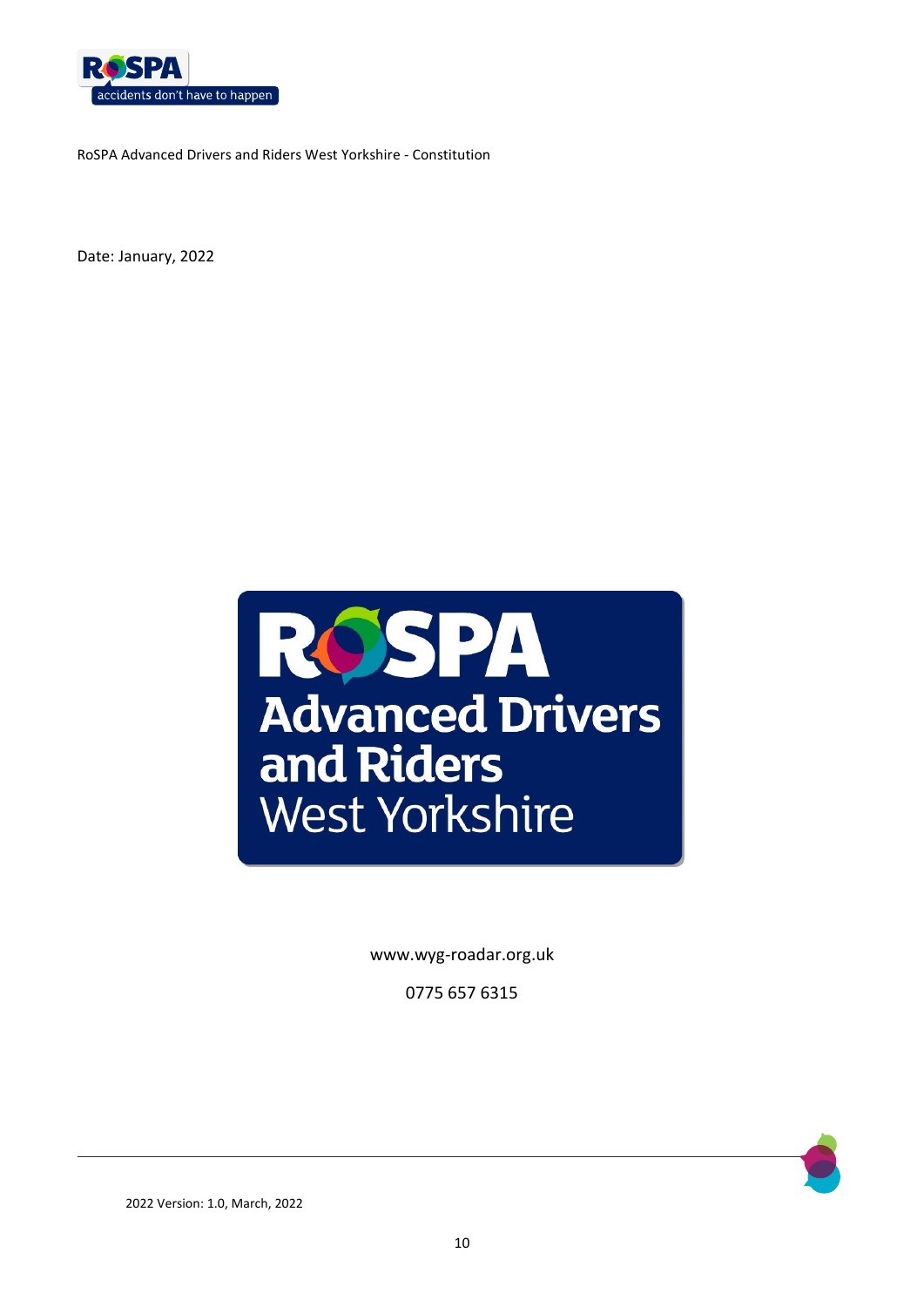RoSPA Advanced Drivers and Riders West Yorkshire - Constitution

Date: January, 2022

RoSPA Advanced Drivers and Riders West Yorkshire

www.wyg-roadar.org.uk

0775 657 6315

2022 Version: 1.0, March, 2022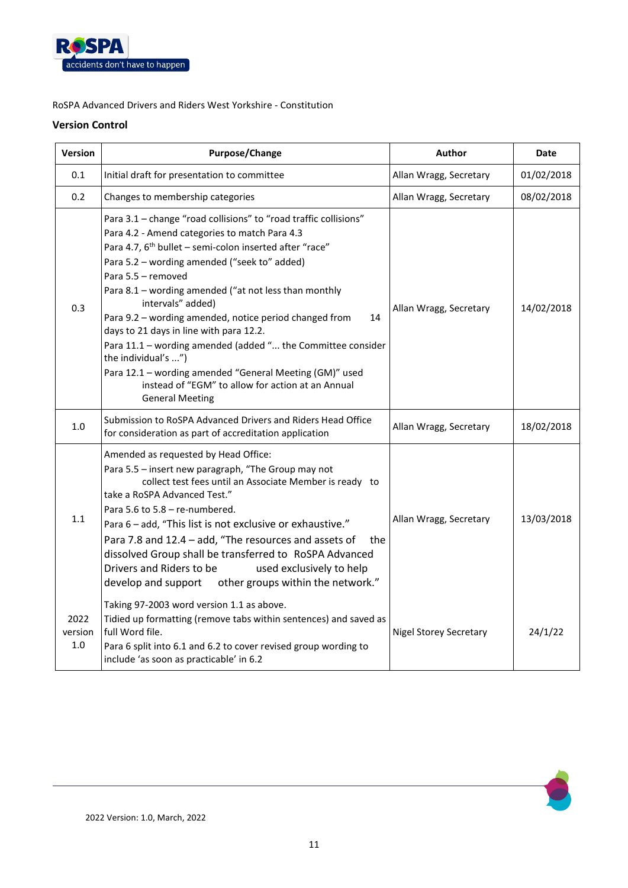RoSPA Advanced Drivers and Riders West Yorkshire - Constitution

**Version Control**

| Version | Purpose/Change | Author | Date |
|---|---|---|---|
| 0.1 | Initial draft for presentation to committee | Allan Wragg, Secretary | 01/02/2018 |
| 0.2 | Changes to membership categories | Allan Wragg, Secretary | 08/02/2018 |
| 0.3 | Para 3.1 – change "road collisions" to "road traffic collisions"<br>Para 4.2 - Amend categories to match Para 4.3<br>Para 4.7, 6th bullet – semi-colon inserted after "race"<br>Para 5.2 – wording amended ("seek to" added)<br>Para 5.5 – removed<br>Para 8.1 – wording amended ("at not less than monthly intervals" added)<br>Para 9.2 – wording amended, notice period changed from 14 days to 21 days in line with para 12.2.<br>Para 11.1 – wording amended (added "... the Committee consider the individual's ...")<br>Para 12.1 – wording amended "General Meeting (GM)" used instead of "EGM" to allow for action at an Annual General Meeting | Allan Wragg, Secretary | 14/02/2018 |
| 1.0 | Submission to RoSPA Advanced Drivers and Riders Head Office for consideration as part of accreditation application | Allan Wragg, Secretary | 18/02/2018 |
| 1.1 | Amended as requested by Head Office:<br>Para 5.5 – insert new paragraph, "The Group may not collect test fees until an Associate Member is ready to take a RoSPA Advanced Test."<br>Para 5.6 to 5.8 – re-numbered.<br>Para 6 – add, "This list is not exclusive or exhaustive."<br>Para 7.8 and 12.4 – add, "The resources and assets of the dissolved Group shall be transferred to RoSPA Advanced Drivers and Riders to be used exclusively to help develop and support other groups within the network." | Allan Wragg, Secretary | 13/03/2018 |
| 2022 version 1.0 | Taking 97-2003 word version 1.1 as above.<br>Tidied up formatting (remove tabs within sentences) and saved as full Word file.<br>Para 6 split into 6.1 and 6.2 to cover revised group wording to include 'as soon as practicable' in 6.2 | Nigel Storey Secretary | 24/1/22 |

2022 Version: 1.0, March, 2022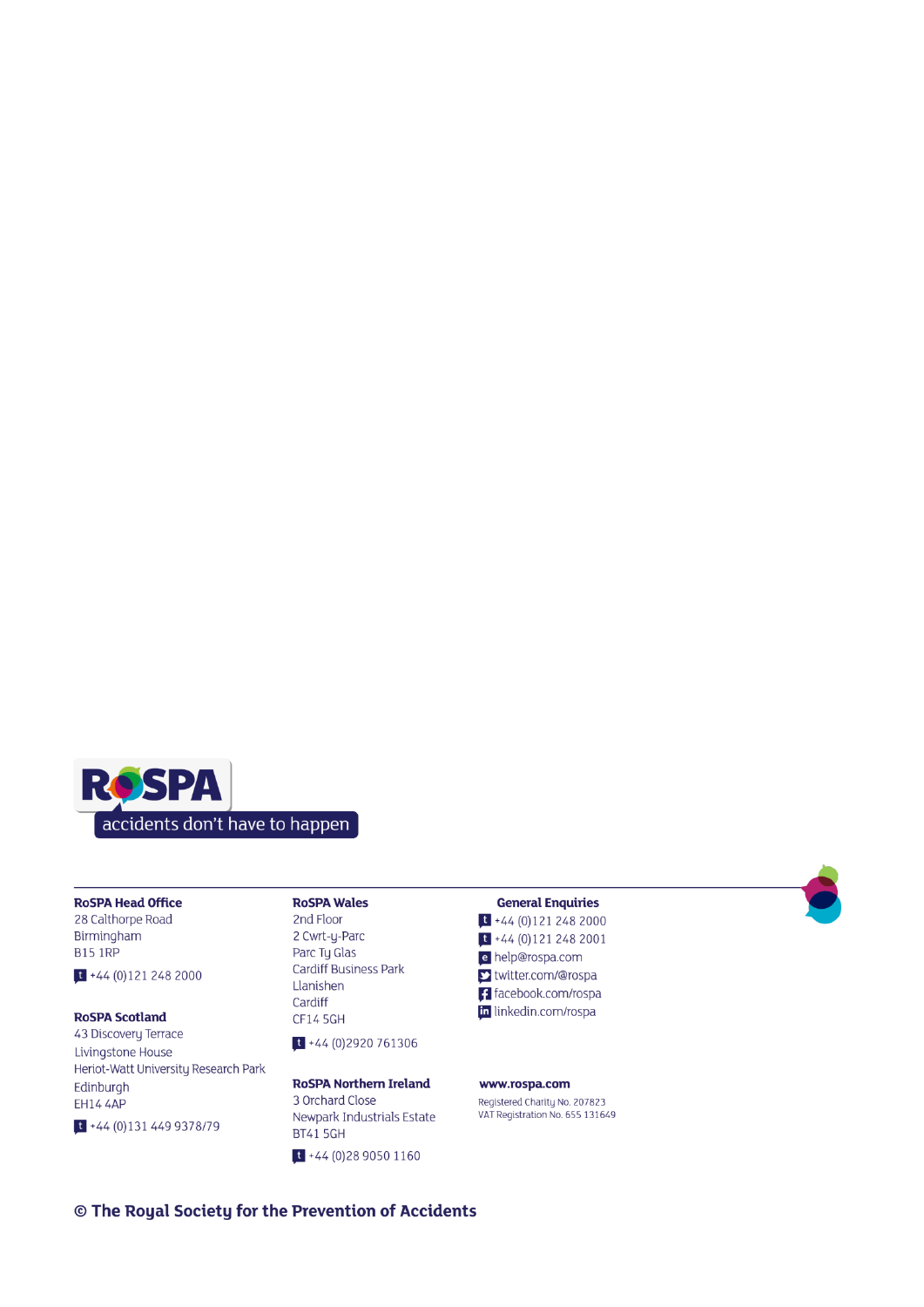RoSPA

accidents don't have to happen

**RoSPA Head Office**
28 Calthorpe Road
Birmingham
B15 1RP

t +44 (0)121 248 2000

**RoSPA Scotland**
43 Discovery Terrace
Livingstone House
Heriot-Watt University Research Park
Edinburgh
EH14 4AP

t +44 (0)131 449 9378/79

**RoSPA Wales**
2nd Floor
2 Cwrt-y-Parc
Parc Ty Glas
Cardiff Business Park
Llanishen
Cardiff
CF14 5GH

t +44 (0)2920 761306

**RoSPA Northern Ireland**
3 Orchard Close
Newpark Industrials Estate
BT41 5GH

t +44 (0)28 9050 1160

**General Enquiries**

t +44 (0)121 248 2000
t +44 (0)121 248 2001
e help@rospa.com
twitter.com/@rospa
facebook.com/rospa
linkedin.com/rospa

**www.rospa.com**

Registered Charity No. 207823
VAT Registration No. 655 131649

**© The Royal Society for the Prevention of Accidents**